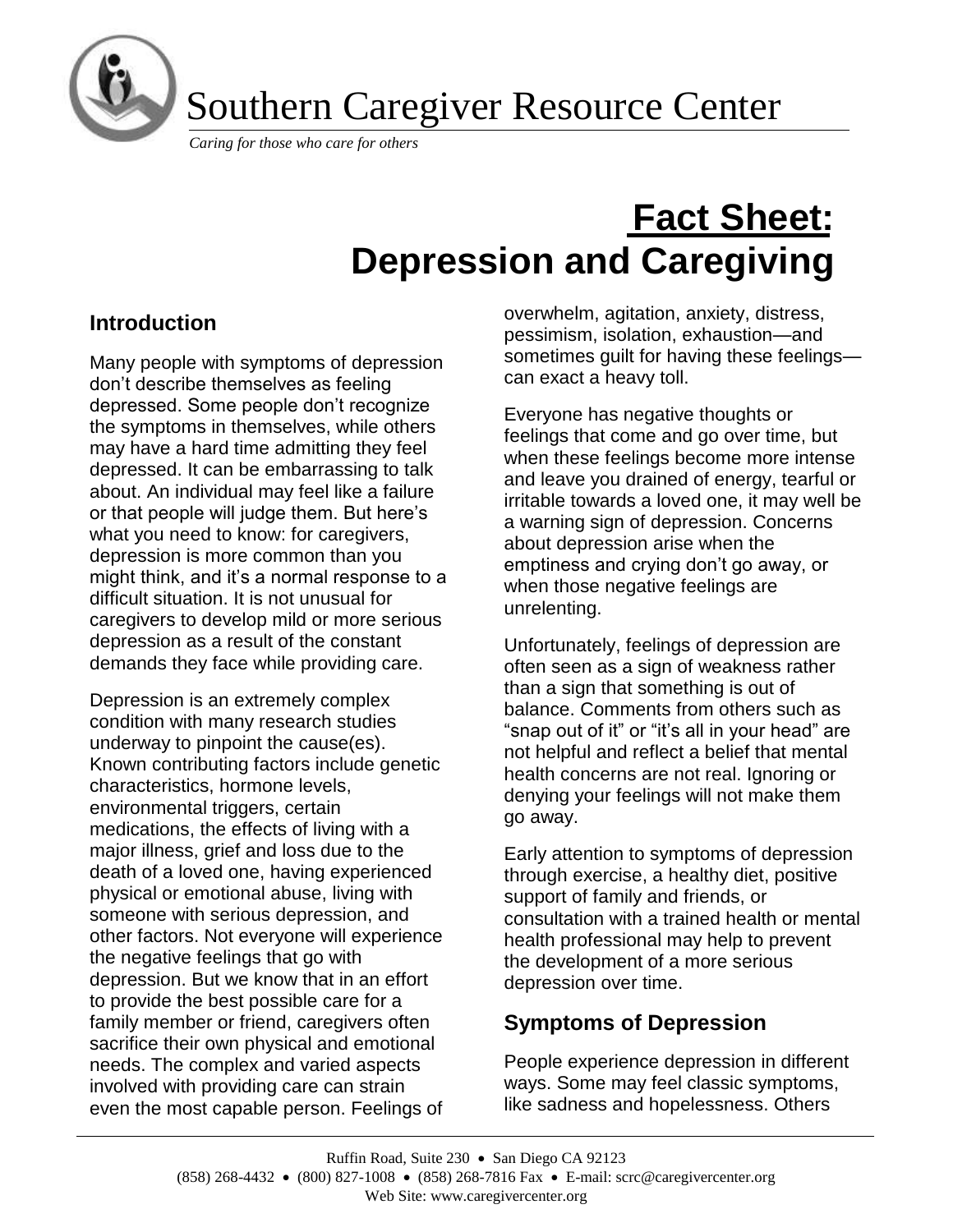Southern Caregiver Resource Center

*Caring for those who care for others*

# Fact Sheet: Depression and Caregiving

## Introduction

Many people with symptoms of depression don't describe themselves as feeling depressed. Some people don't recognize the symptoms in themselves, while others may have a hard time admitting they feel depressed. It can be embarrassing to talk about. An individual may feel like a failure or that people will judge them. But here's what you need to know: for caregivers, depression is more common than you might think, and it's a normal response to a difficult situation. It is not unusual for caregivers to develop mild or more serious depression as a result of the constant demands they face while providing care.

Depression is an extremely complex condition with many research studies underway to pinpoint the cause(es). Known contributing factors include genetic characteristics, hormone levels, environmental triggers, certain medications, the effects of living with a major illness, grief and loss due to the death of a loved one, having experienced physical or emotional abuse, living with someone with serious depression, and other factors. Not everyone will experience the negative feelings that go with depression. But we know that in an effort to provide the best possible care for a family member or friend, caregivers often sacrifice their own physical and emotional needs. The complex and varied aspects involved with providing care can strain even the most capable person. Feelings of overwhelm, agitation, anxiety, distress, pessimism, isolation, exhaustion—and sometimes guilt for having these feelings—can exact a heavy toll.

Everyone has negative thoughts or feelings that come and go over time, but when these feelings become more intense and leave you drained of energy, tearful or irritable towards a loved one, it may well be a warning sign of depression. Concerns about depression arise when the emptiness and crying don't go away, or when those negative feelings are unrelenting.

Unfortunately, feelings of depression are often seen as a sign of weakness rather than a sign that something is out of balance. Comments from others such as "snap out of it" or "it's all in your head" are not helpful and reflect a belief that mental health concerns are not real. Ignoring or denying your feelings will not make them go away.

Early attention to symptoms of depression through exercise, a healthy diet, positive support of family and friends, or consultation with a trained health or mental health professional may help to prevent the development of a more serious depression over time.

## Symptoms of Depression

People experience depression in different ways. Some may feel classic symptoms, like sadness and hopelessness. Others

Ruffin Road, Suite 230 • San Diego CA 92123
(858) 268-4432 • (800) 827-1008 • (858) 268-7816 Fax • E-mail: scrc@caregivercenter.org
Web Site: www.caregivercenter.org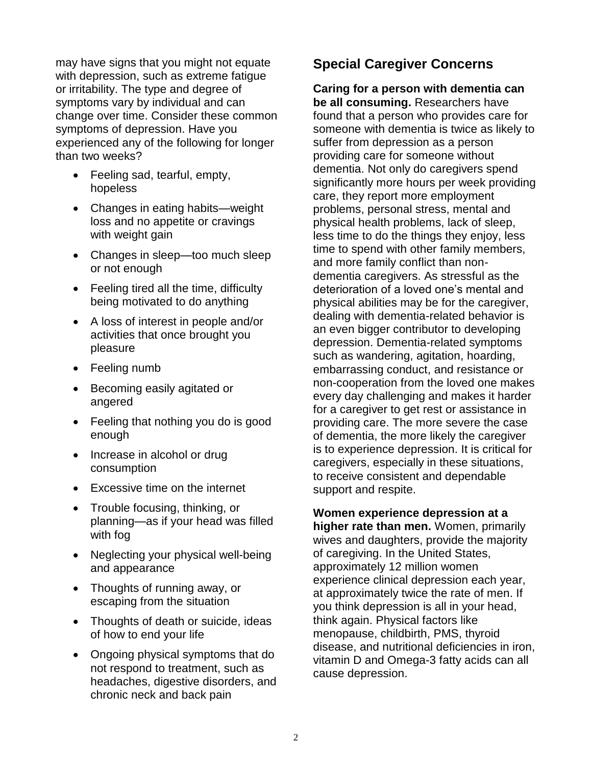may have signs that you might not equate with depression, such as extreme fatigue or irritability. The type and degree of symptoms vary by individual and can change over time. Consider these common symptoms of depression. Have you experienced any of the following for longer than two weeks?

- Feeling sad, tearful, empty, hopeless
- Changes in eating habits—weight loss and no appetite or cravings with weight gain
- Changes in sleep—too much sleep or not enough
- Feeling tired all the time, difficulty being motivated to do anything
- A loss of interest in people and/or activities that once brought you pleasure
- Feeling numb
- Becoming easily agitated or angered
- Feeling that nothing you do is good enough
- Increase in alcohol or drug consumption
- Excessive time on the internet
- Trouble focusing, thinking, or planning—as if your head was filled with fog
- Neglecting your physical well-being and appearance
- Thoughts of running away, or escaping from the situation
- Thoughts of death or suicide, ideas of how to end your life
- Ongoing physical symptoms that do not respond to treatment, such as headaches, digestive disorders, and chronic neck and back pain

## Special Caregiver Concerns

**Caring for a person with dementia can be all consuming.** Researchers have found that a person who provides care for someone with dementia is twice as likely to suffer from depression as a person providing care for someone without dementia. Not only do caregivers spend significantly more hours per week providing care, they report more employment problems, personal stress, mental and physical health problems, lack of sleep, less time to do the things they enjoy, less time to spend with other family members, and more family conflict than non-dementia caregivers. As stressful as the deterioration of a loved one's mental and physical abilities may be for the caregiver, dealing with dementia-related behavior is an even bigger contributor to developing depression. Dementia-related symptoms such as wandering, agitation, hoarding, embarrassing conduct, and resistance or non-cooperation from the loved one makes every day challenging and makes it harder for a caregiver to get rest or assistance in providing care. The more severe the case of dementia, the more likely the caregiver is to experience depression. It is critical for caregivers, especially in these situations, to receive consistent and dependable support and respite.

**Women experience depression at a higher rate than men.** Women, primarily wives and daughters, provide the majority of caregiving. In the United States, approximately 12 million women experience clinical depression each year, at approximately twice the rate of men. If you think depression is all in your head, think again. Physical factors like menopause, childbirth, PMS, thyroid disease, and nutritional deficiencies in iron, vitamin D and Omega-3 fatty acids can all cause depression.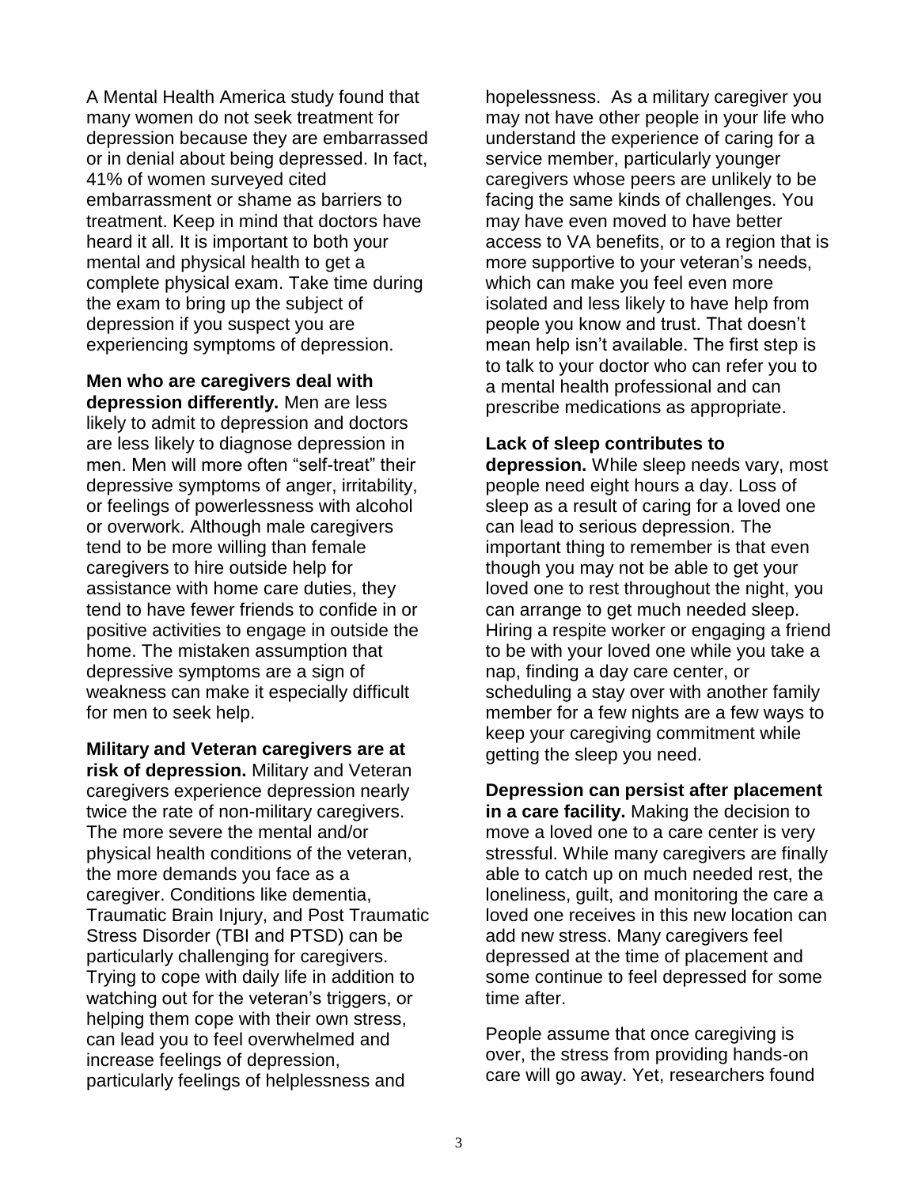A Mental Health America study found that many women do not seek treatment for depression because they are embarrassed or in denial about being depressed. In fact, 41% of women surveyed cited embarrassment or shame as barriers to treatment. Keep in mind that doctors have heard it all. It is important to both your mental and physical health to get a complete physical exam. Take time during the exam to bring up the subject of depression if you suspect you are experiencing symptoms of depression.

**Men who are caregivers deal with depression differently.** Men are less likely to admit to depression and doctors are less likely to diagnose depression in men. Men will more often "self-treat" their depressive symptoms of anger, irritability, or feelings of powerlessness with alcohol or overwork. Although male caregivers tend to be more willing than female caregivers to hire outside help for assistance with home care duties, they tend to have fewer friends to confide in or positive activities to engage in outside the home. The mistaken assumption that depressive symptoms are a sign of weakness can make it especially difficult for men to seek help.

**Military and Veteran caregivers are at risk of depression.** Military and Veteran caregivers experience depression nearly twice the rate of non-military caregivers. The more severe the mental and/or physical health conditions of the veteran, the more demands you face as a caregiver. Conditions like dementia, Traumatic Brain Injury, and Post Traumatic Stress Disorder (TBI and PTSD) can be particularly challenging for caregivers. Trying to cope with daily life in addition to watching out for the veteran's triggers, or helping them cope with their own stress, can lead you to feel overwhelmed and increase feelings of depression, particularly feelings of helplessness and hopelessness. As a military caregiver you may not have other people in your life who understand the experience of caring for a service member, particularly younger caregivers whose peers are unlikely to be facing the same kinds of challenges. You may have even moved to have better access to VA benefits, or to a region that is more supportive to your veteran's needs, which can make you feel even more isolated and less likely to have help from people you know and trust. That doesn't mean help isn't available. The first step is to talk to your doctor who can refer you to a mental health professional and can prescribe medications as appropriate.

**Lack of sleep contributes to depression.** While sleep needs vary, most people need eight hours a day. Loss of sleep as a result of caring for a loved one can lead to serious depression. The important thing to remember is that even though you may not be able to get your loved one to rest throughout the night, you can arrange to get much needed sleep. Hiring a respite worker or engaging a friend to be with your loved one while you take a nap, finding a day care center, or scheduling a stay over with another family member for a few nights are a few ways to keep your caregiving commitment while getting the sleep you need.

**Depression can persist after placement in a care facility.** Making the decision to move a loved one to a care center is very stressful. While many caregivers are finally able to catch up on much needed rest, the loneliness, guilt, and monitoring the care a loved one receives in this new location can add new stress. Many caregivers feel depressed at the time of placement and some continue to feel depressed for some time after.

People assume that once caregiving is over, the stress from providing hands-on care will go away. Yet, researchers found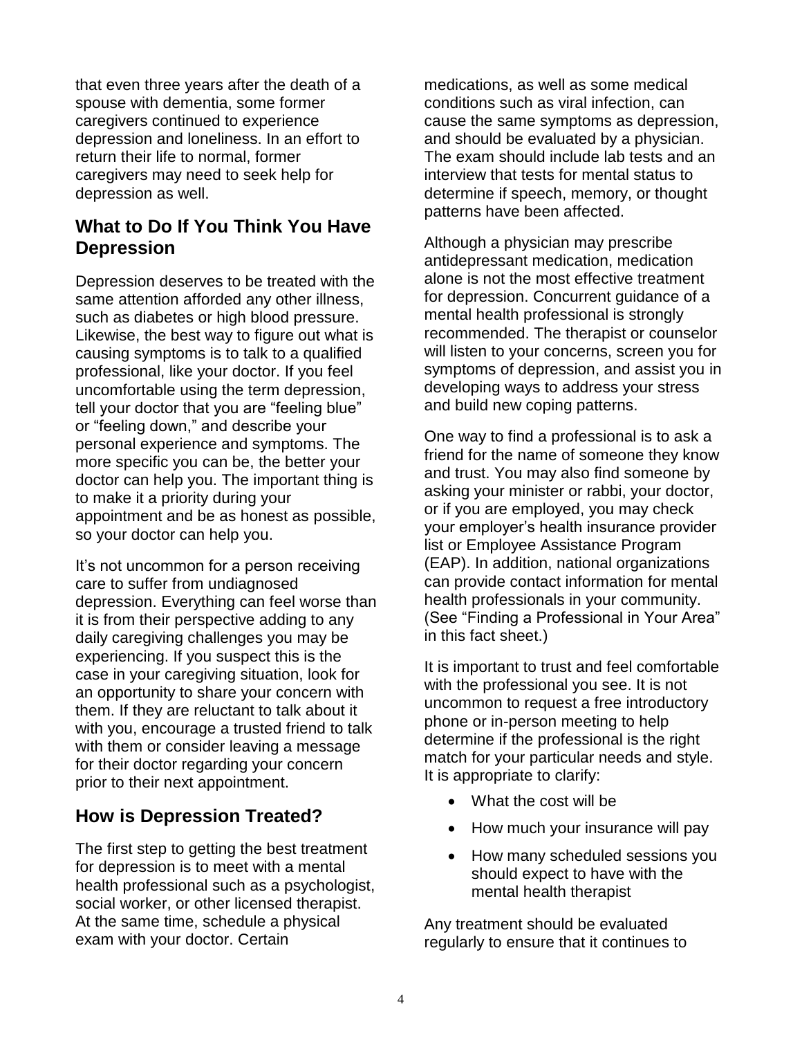that even three years after the death of a spouse with dementia, some former caregivers continued to experience depression and loneliness. In an effort to return their life to normal, former caregivers may need to seek help for depression as well.

## What to Do If You Think You Have Depression

Depression deserves to be treated with the same attention afforded any other illness, such as diabetes or high blood pressure. Likewise, the best way to figure out what is causing symptoms is to talk to a qualified professional, like your doctor. If you feel uncomfortable using the term depression, tell your doctor that you are "feeling blue" or "feeling down," and describe your personal experience and symptoms. The more specific you can be, the better your doctor can help you. The important thing is to make it a priority during your appointment and be as honest as possible, so your doctor can help you.

It's not uncommon for a person receiving care to suffer from undiagnosed depression. Everything can feel worse than it is from their perspective adding to any daily caregiving challenges you may be experiencing. If you suspect this is the case in your caregiving situation, look for an opportunity to share your concern with them. If they are reluctant to talk about it with you, encourage a trusted friend to talk with them or consider leaving a message for their doctor regarding your concern prior to their next appointment.

## How is Depression Treated?

The first step to getting the best treatment for depression is to meet with a mental health professional such as a psychologist, social worker, or other licensed therapist. At the same time, schedule a physical exam with your doctor. Certain medications, as well as some medical conditions such as viral infection, can cause the same symptoms as depression, and should be evaluated by a physician. The exam should include lab tests and an interview that tests for mental status to determine if speech, memory, or thought patterns have been affected.

Although a physician may prescribe antidepressant medication, medication alone is not the most effective treatment for depression. Concurrent guidance of a mental health professional is strongly recommended. The therapist or counselor will listen to your concerns, screen you for symptoms of depression, and assist you in developing ways to address your stress and build new coping patterns.

One way to find a professional is to ask a friend for the name of someone they know and trust. You may also find someone by asking your minister or rabbi, your doctor, or if you are employed, you may check your employer's health insurance provider list or Employee Assistance Program (EAP). In addition, national organizations can provide contact information for mental health professionals in your community. (See "Finding a Professional in Your Area" in this fact sheet.)

It is important to trust and feel comfortable with the professional you see. It is not uncommon to request a free introductory phone or in-person meeting to help determine if the professional is the right match for your particular needs and style. It is appropriate to clarify:

- What the cost will be
- How much your insurance will pay
- How many scheduled sessions you should expect to have with the mental health therapist

Any treatment should be evaluated regularly to ensure that it continues to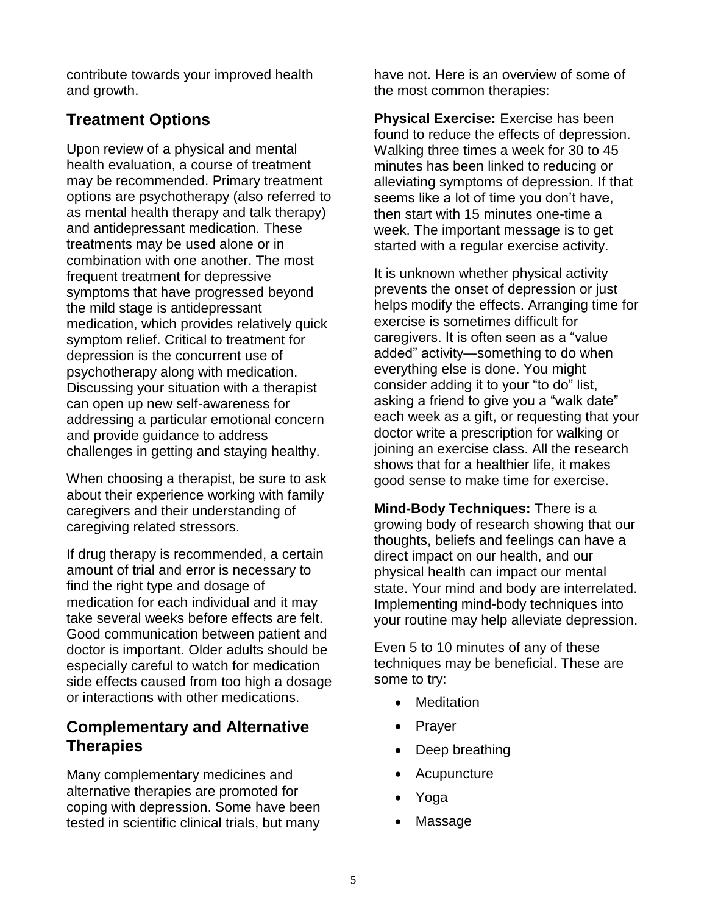contribute towards your improved health and growth.

## Treatment Options

Upon review of a physical and mental health evaluation, a course of treatment may be recommended. Primary treatment options are psychotherapy (also referred to as mental health therapy and talk therapy) and antidepressant medication. These treatments may be used alone or in combination with one another. The most frequent treatment for depressive symptoms that have progressed beyond the mild stage is antidepressant medication, which provides relatively quick symptom relief. Critical to treatment for depression is the concurrent use of psychotherapy along with medication. Discussing your situation with a therapist can open up new self-awareness for addressing a particular emotional concern and provide guidance to address challenges in getting and staying healthy.

When choosing a therapist, be sure to ask about their experience working with family caregivers and their understanding of caregiving related stressors.

If drug therapy is recommended, a certain amount of trial and error is necessary to find the right type and dosage of medication for each individual and it may take several weeks before effects are felt. Good communication between patient and doctor is important. Older adults should be especially careful to watch for medication side effects caused from too high a dosage or interactions with other medications.

## Complementary and Alternative Therapies

Many complementary medicines and alternative therapies are promoted for coping with depression. Some have been tested in scientific clinical trials, but many have not. Here is an overview of some of the most common therapies:

**Physical Exercise:** Exercise has been found to reduce the effects of depression. Walking three times a week for 30 to 45 minutes has been linked to reducing or alleviating symptoms of depression. If that seems like a lot of time you don't have, then start with 15 minutes one-time a week. The important message is to get started with a regular exercise activity.

It is unknown whether physical activity prevents the onset of depression or just helps modify the effects. Arranging time for exercise is sometimes difficult for caregivers. It is often seen as a "value added" activity—something to do when everything else is done. You might consider adding it to your "to do" list, asking a friend to give you a "walk date" each week as a gift, or requesting that your doctor write a prescription for walking or joining an exercise class. All the research shows that for a healthier life, it makes good sense to make time for exercise.

**Mind-Body Techniques:** There is a growing body of research showing that our thoughts, beliefs and feelings can have a direct impact on our health, and our physical health can impact our mental state. Your mind and body are interrelated. Implementing mind-body techniques into your routine may help alleviate depression.

Even 5 to 10 minutes of any of these techniques may be beneficial. These are some to try:

- Meditation
- Prayer
- Deep breathing
- Acupuncture
- Yoga
- Massage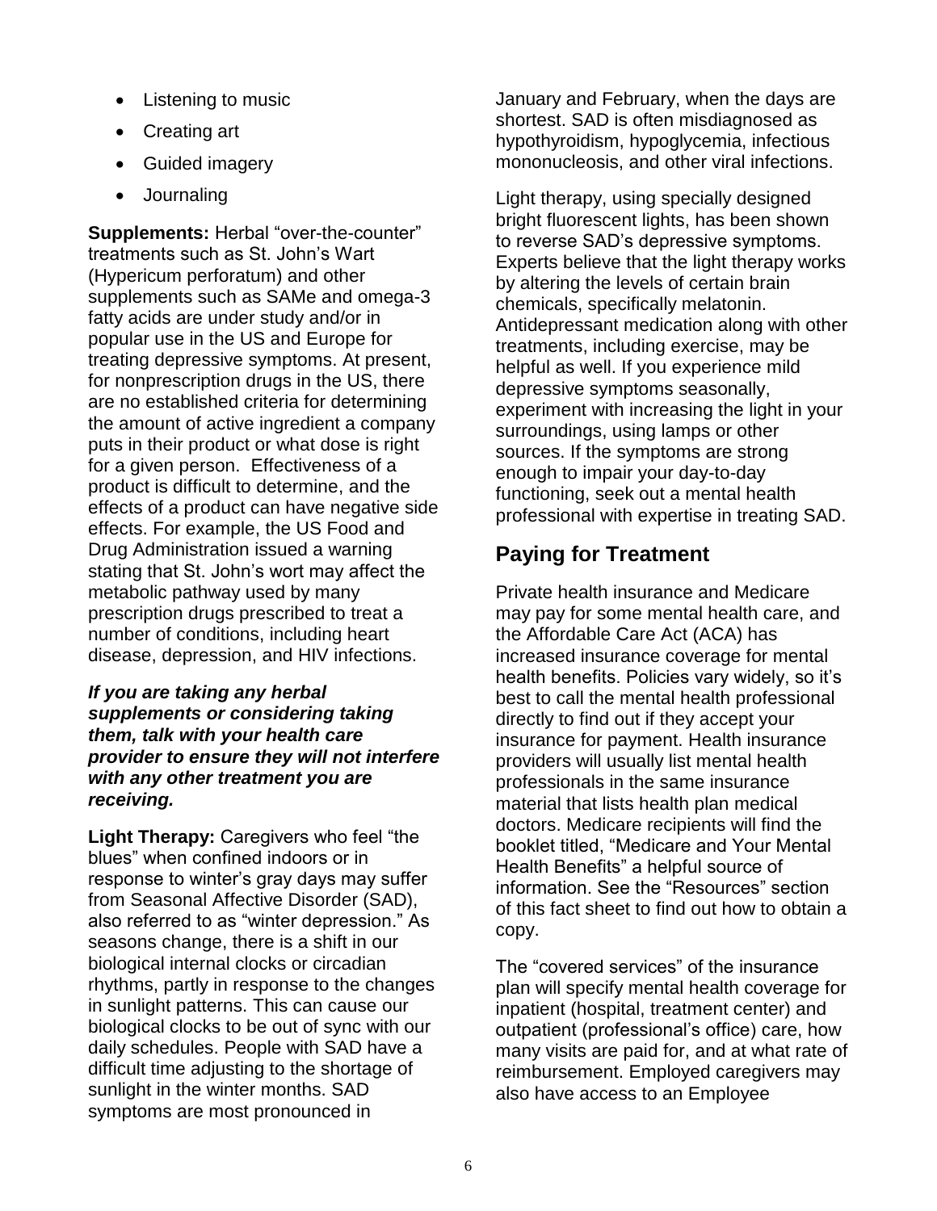- Listening to music
- Creating art
- Guided imagery
- Journaling

**Supplements:** Herbal "over-the-counter" treatments such as St. John's Wart (Hypericum perforatum) and other supplements such as SAMe and omega-3 fatty acids are under study and/or in popular use in the US and Europe for treating depressive symptoms. At present, for nonprescription drugs in the US, there are no established criteria for determining the amount of active ingredient a company puts in their product or what dose is right for a given person. Effectiveness of a product is difficult to determine, and the effects of a product can have negative side effects. For example, the US Food and Drug Administration issued a warning stating that St. John's wort may affect the metabolic pathway used by many prescription drugs prescribed to treat a number of conditions, including heart disease, depression, and HIV infections.

***If you are taking any herbal supplements or considering taking them, talk with your health care provider to ensure they will not interfere with any other treatment you are receiving.***

**Light Therapy:** Caregivers who feel "the blues" when confined indoors or in response to winter's gray days may suffer from Seasonal Affective Disorder (SAD), also referred to as "winter depression." As seasons change, there is a shift in our biological internal clocks or circadian rhythms, partly in response to the changes in sunlight patterns. This can cause our biological clocks to be out of sync with our daily schedules. People with SAD have a difficult time adjusting to the shortage of sunlight in the winter months. SAD symptoms are most pronounced in January and February, when the days are shortest. SAD is often misdiagnosed as hypothyroidism, hypoglycemia, infectious mononucleosis, and other viral infections.

Light therapy, using specially designed bright fluorescent lights, has been shown to reverse SAD's depressive symptoms. Experts believe that the light therapy works by altering the levels of certain brain chemicals, specifically melatonin. Antidepressant medication along with other treatments, including exercise, may be helpful as well. If you experience mild depressive symptoms seasonally, experiment with increasing the light in your surroundings, using lamps or other sources. If the symptoms are strong enough to impair your day-to-day functioning, seek out a mental health professional with expertise in treating SAD.

## Paying for Treatment

Private health insurance and Medicare may pay for some mental health care, and the Affordable Care Act (ACA) has increased insurance coverage for mental health benefits. Policies vary widely, so it's best to call the mental health professional directly to find out if they accept your insurance for payment. Health insurance providers will usually list mental health professionals in the same insurance material that lists health plan medical doctors. Medicare recipients will find the booklet titled, "Medicare and Your Mental Health Benefits" a helpful source of information. See the "Resources" section of this fact sheet to find out how to obtain a copy.

The "covered services" of the insurance plan will specify mental health coverage for inpatient (hospital, treatment center) and outpatient (professional's office) care, how many visits are paid for, and at what rate of reimbursement. Employed caregivers may also have access to an Employee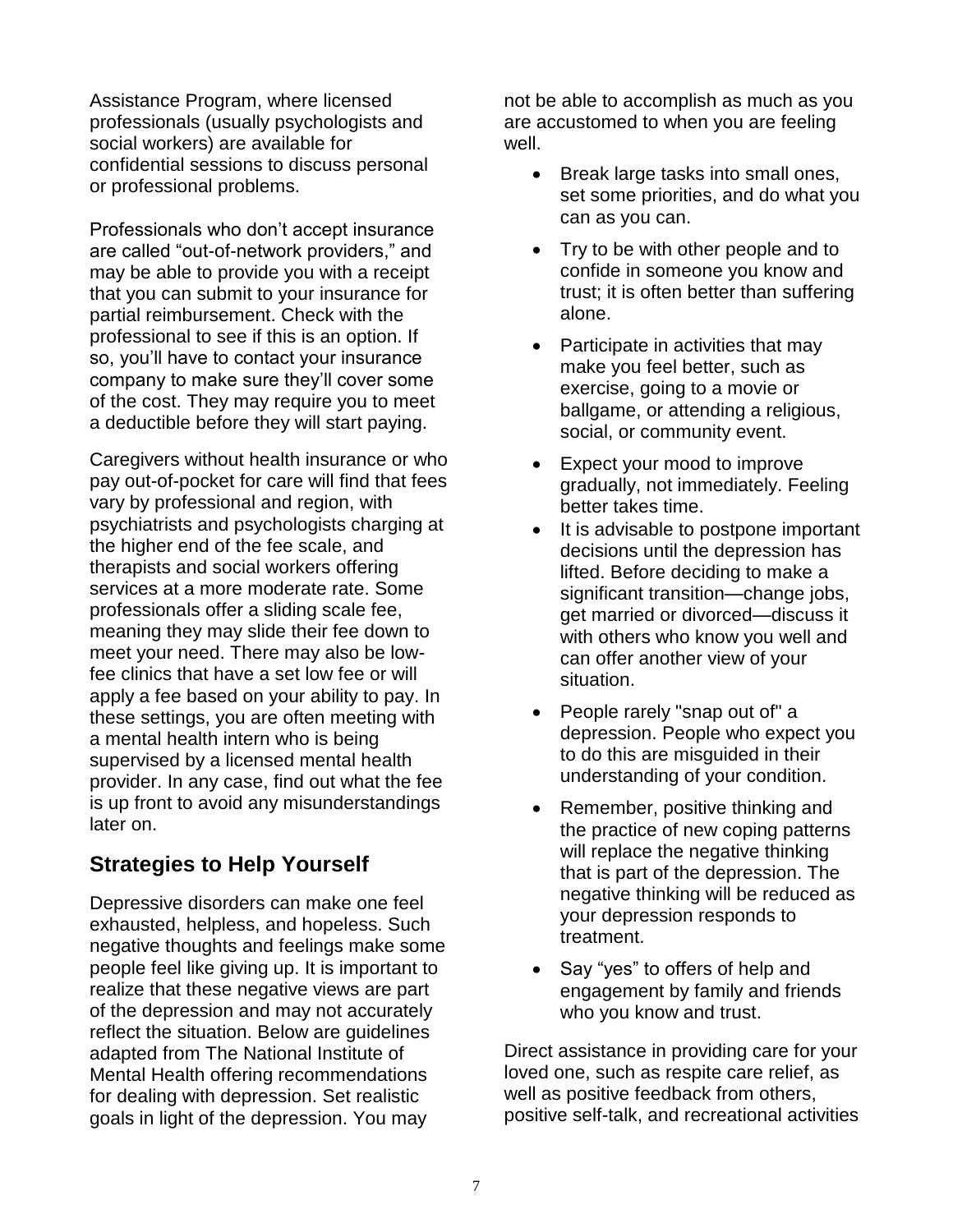Assistance Program, where licensed professionals (usually psychologists and social workers) are available for confidential sessions to discuss personal or professional problems.

Professionals who don't accept insurance are called "out-of-network providers," and may be able to provide you with a receipt that you can submit to your insurance for partial reimbursement. Check with the professional to see if this is an option. If so, you'll have to contact your insurance company to make sure they'll cover some of the cost. They may require you to meet a deductible before they will start paying.

Caregivers without health insurance or who pay out-of-pocket for care will find that fees vary by professional and region, with psychiatrists and psychologists charging at the higher end of the fee scale, and therapists and social workers offering services at a more moderate rate. Some professionals offer a sliding scale fee, meaning they may slide their fee down to meet your need. There may also be low-fee clinics that have a set low fee or will apply a fee based on your ability to pay. In these settings, you are often meeting with a mental health intern who is being supervised by a licensed mental health provider. In any case, find out what the fee is up front to avoid any misunderstandings later on.

## Strategies to Help Yourself

Depressive disorders can make one feel exhausted, helpless, and hopeless. Such negative thoughts and feelings make some people feel like giving up. It is important to realize that these negative views are part of the depression and may not accurately reflect the situation. Below are guidelines adapted from The National Institute of Mental Health offering recommendations for dealing with depression. Set realistic goals in light of the depression. You may not be able to accomplish as much as you are accustomed to when you are feeling well.

- Break large tasks into small ones, set some priorities, and do what you can as you can.
- Try to be with other people and to confide in someone you know and trust; it is often better than suffering alone.
- Participate in activities that may make you feel better, such as exercise, going to a movie or ballgame, or attending a religious, social, or community event.
- Expect your mood to improve gradually, not immediately. Feeling better takes time.
- It is advisable to postpone important decisions until the depression has lifted. Before deciding to make a significant transition—change jobs, get married or divorced—discuss it with others who know you well and can offer another view of your situation.
- People rarely "snap out of" a depression. People who expect you to do this are misguided in their understanding of your condition.
- Remember, positive thinking and the practice of new coping patterns will replace the negative thinking that is part of the depression. The negative thinking will be reduced as your depression responds to treatment.
- Say "yes" to offers of help and engagement by family and friends who you know and trust.

Direct assistance in providing care for your loved one, such as respite care relief, as well as positive feedback from others, positive self-talk, and recreational activities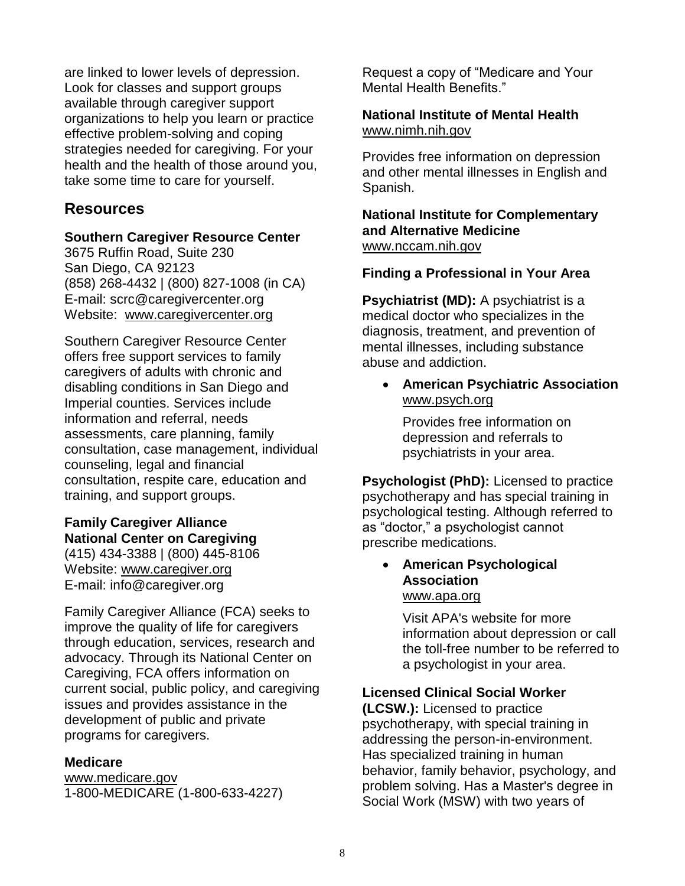are linked to lower levels of depression. Look for classes and support groups available through caregiver support organizations to help you learn or practice effective problem-solving and coping strategies needed for caregiving. For your health and the health of those around you, take some time to care for yourself.

## Resources

**Southern Caregiver Resource Center**
3675 Ruffin Road, Suite 230
San Diego, CA 92123
(858) 268-4432 | (800) 827-1008 (in CA)
E-mail: scrc@caregivercenter.org
Website: www.caregivercenter.org

Southern Caregiver Resource Center offers free support services to family caregivers of adults with chronic and disabling conditions in San Diego and Imperial counties. Services include information and referral, needs assessments, care planning, family consultation, case management, individual counseling, legal and financial consultation, respite care, education and training, and support groups.

**Family Caregiver Alliance**
**National Center on Caregiving**
(415) 434-3388 | (800) 445-8106
Website: www.caregiver.org
E-mail: info@caregiver.org

Family Caregiver Alliance (FCA) seeks to improve the quality of life for caregivers through education, services, research and advocacy. Through its National Center on Caregiving, FCA offers information on current social, public policy, and caregiving issues and provides assistance in the development of public and private programs for caregivers.

**Medicare**
www.medicare.gov
1-800-MEDICARE (1-800-633-4227)

Request a copy of "Medicare and Your Mental Health Benefits."

**National Institute of Mental Health**
www.nimh.nih.gov

Provides free information on depression and other mental illnesses in English and Spanish.

**National Institute for Complementary and Alternative Medicine**
www.nccam.nih.gov

**Finding a Professional in Your Area**

**Psychiatrist (MD):** A psychiatrist is a medical doctor who specializes in the diagnosis, treatment, and prevention of mental illnesses, including substance abuse and addiction.

- **American Psychiatric Association**
  www.psych.org

  Provides free information on depression and referrals to psychiatrists in your area.

**Psychologist (PhD):** Licensed to practice psychotherapy and has special training in psychological testing. Although referred to as "doctor," a psychologist cannot prescribe medications.

- **American Psychological Association**
  www.apa.org

  Visit APA's website for more information about depression or call the toll-free number to be referred to a psychologist in your area.

**Licensed Clinical Social Worker (LCSW.):** Licensed to practice psychotherapy, with special training in addressing the person-in-environment. Has specialized training in human behavior, family behavior, psychology, and problem solving. Has a Master's degree in Social Work (MSW) with two years of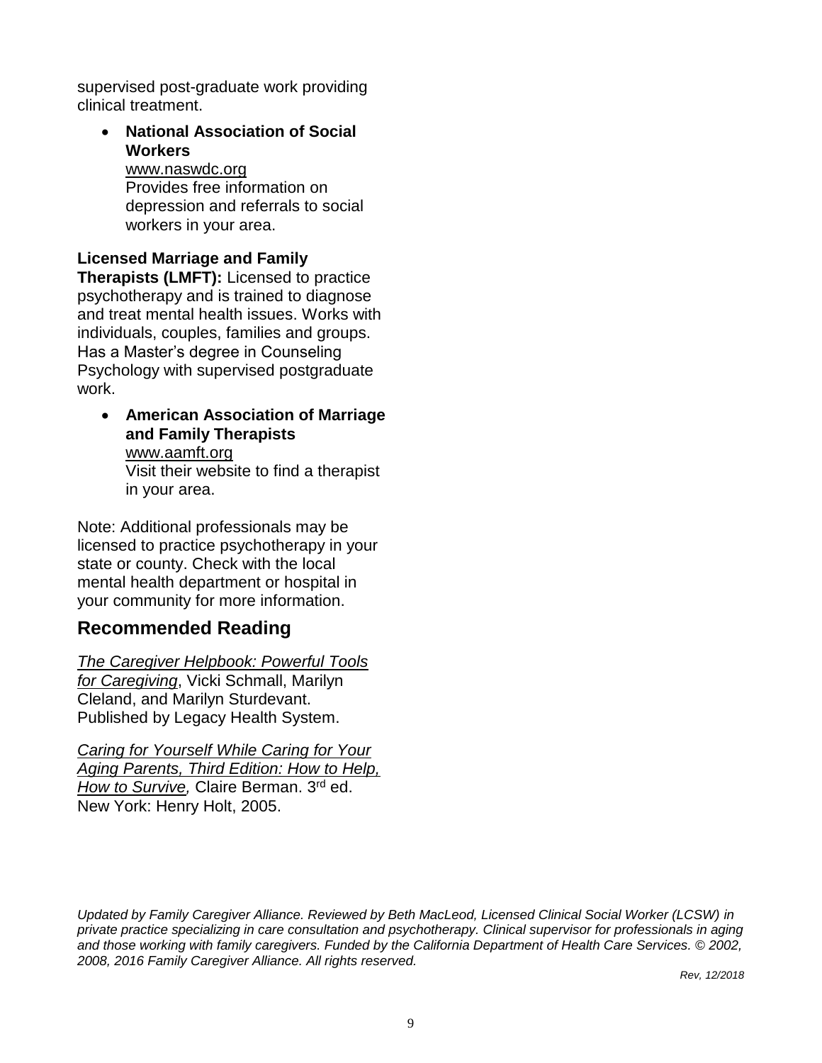supervised post-graduate work providing clinical treatment.

- **National Association of Social Workers**
  www.naswdc.org
  Provides free information on depression and referrals to social workers in your area.

**Licensed Marriage and Family Therapists (LMFT):** Licensed to practice psychotherapy and is trained to diagnose and treat mental health issues. Works with individuals, couples, families and groups. Has a Master's degree in Counseling Psychology with supervised postgraduate work.

- **American Association of Marriage and Family Therapists**
  www.aamft.org
  Visit their website to find a therapist in your area.

Note: Additional professionals may be licensed to practice psychotherapy in your state or county. Check with the local mental health department or hospital in your community for more information.

## Recommended Reading

*The Caregiver Helpbook: Powerful Tools for Caregiving*, Vicki Schmall, Marilyn Cleland, and Marilyn Sturdevant. Published by Legacy Health System.

*Caring for Yourself While Caring for Your Aging Parents, Third Edition: How to Help, How to Survive,* Claire Berman. 3rd ed. New York: Henry Holt, 2005.

*Updated by Family Caregiver Alliance. Reviewed by Beth MacLeod, Licensed Clinical Social Worker (LCSW) in private practice specializing in care consultation and psychotherapy. Clinical supervisor for professionals in aging and those working with family caregivers. Funded by the California Department of Health Care Services. © 2002, 2008, 2016 Family Caregiver Alliance. All rights reserved.*

*Rev, 12/2018*